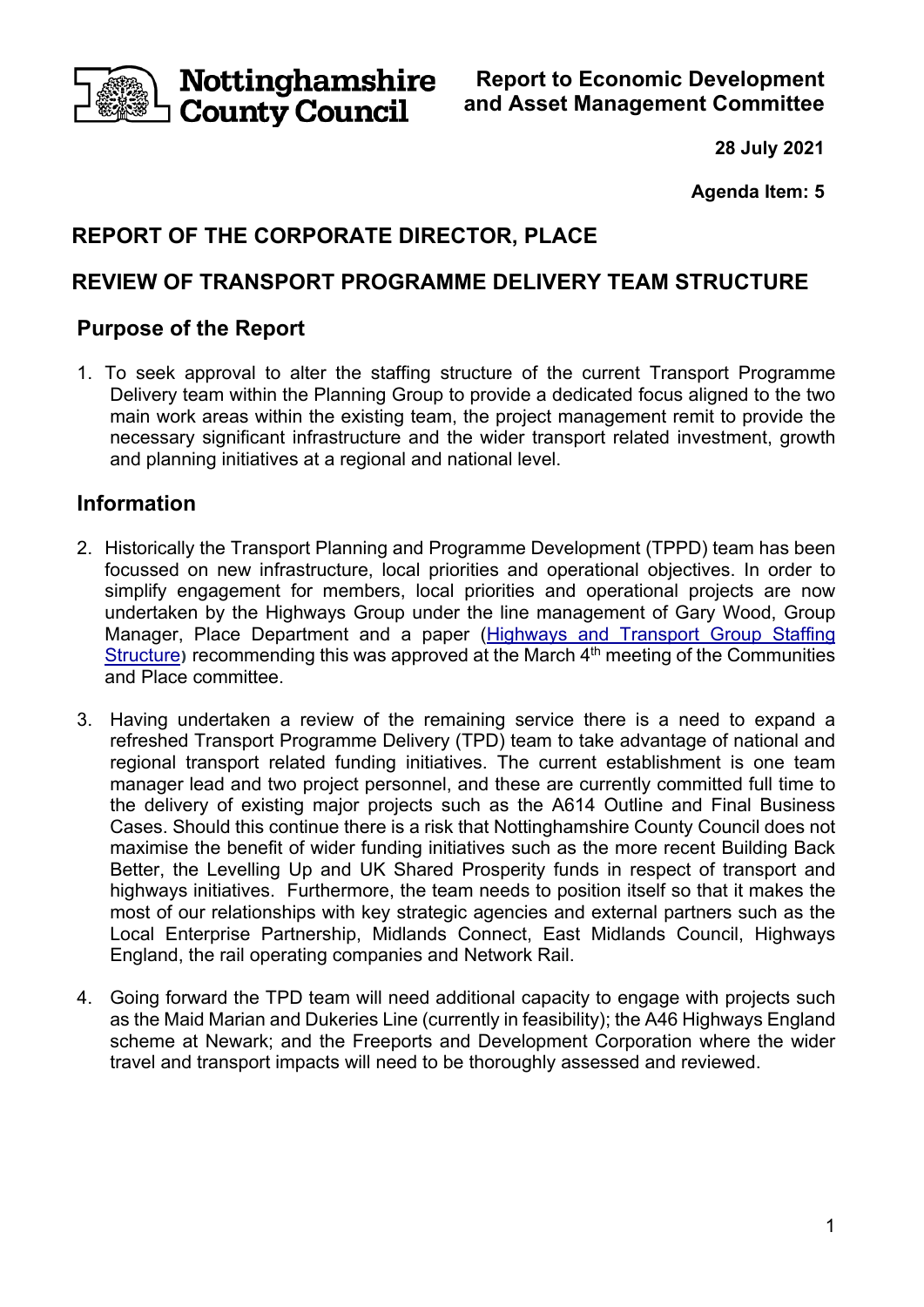Nottinghamshire County Council

**Report to Economic Development and Asset Management Committee**

**28 July 2021**

**Agenda Item: 5**

## REPORT OF THE CORPORATE DIRECTOR, PLACE

## REVIEW OF TRANSPORT PROGRAMME DELIVERY TEAM STRUCTURE

### Purpose of the Report

1. To seek approval to alter the staffing structure of the current Transport Programme Delivery team within the Planning Group to provide a dedicated focus aligned to the two main work areas within the existing team, the project management remit to provide the necessary significant infrastructure and the wider transport related investment, growth and planning initiatives at a regional and national level.

### Information

2. Historically the Transport Planning and Programme Development (TPPD) team has been focussed on new infrastructure, local priorities and operational objectives. In order to simplify engagement for members, local priorities and operational projects are now undertaken by the Highways Group under the line management of Gary Wood, Group Manager, Place Department and a paper (Highways and Transport Group Staffing Structure) recommending this was approved at the March 4th meeting of the Communities and Place committee.

3. Having undertaken a review of the remaining service there is a need to expand a refreshed Transport Programme Delivery (TPD) team to take advantage of national and regional transport related funding initiatives. The current establishment is one team manager lead and two project personnel, and these are currently committed full time to the delivery of existing major projects such as the A614 Outline and Final Business Cases. Should this continue there is a risk that Nottinghamshire County Council does not maximise the benefit of wider funding initiatives such as the more recent Building Back Better, the Levelling Up and UK Shared Prosperity funds in respect of transport and highways initiatives. Furthermore, the team needs to position itself so that it makes the most of our relationships with key strategic agencies and external partners such as the Local Enterprise Partnership, Midlands Connect, East Midlands Council, Highways England, the rail operating companies and Network Rail.

4. Going forward the TPD team will need additional capacity to engage with projects such as the Maid Marian and Dukeries Line (currently in feasibility); the A46 Highways England scheme at Newark; and the Freeports and Development Corporation where the wider travel and transport impacts will need to be thoroughly assessed and reviewed.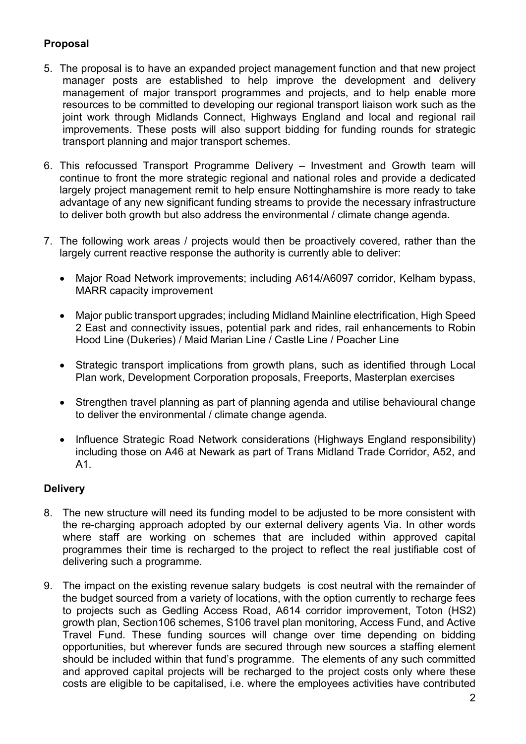**Proposal**

5. The proposal is to have an expanded project management function and that new project manager posts are established to help improve the development and delivery management of major transport programmes and projects, and to help enable more resources to be committed to developing our regional transport liaison work such as the joint work through Midlands Connect, Highways England and local and regional rail improvements. These posts will also support bidding for funding rounds for strategic transport planning and major transport schemes.

6. This refocussed Transport Programme Delivery – Investment and Growth team will continue to front the more strategic regional and national roles and provide a dedicated largely project management remit to help ensure Nottinghamshire is more ready to take advantage of any new significant funding streams to provide the necessary infrastructure to deliver both growth but also address the environmental / climate change agenda.

7. The following work areas / projects would then be proactively covered, rather than the largely current reactive response the authority is currently able to deliver:

   - Major Road Network improvements; including A614/A6097 corridor, Kelham bypass, MARR capacity improvement

   - Major public transport upgrades; including Midland Mainline electrification, High Speed 2 East and connectivity issues, potential park and rides, rail enhancements to Robin Hood Line (Dukeries) / Maid Marian Line / Castle Line / Poacher Line

   - Strategic transport implications from growth plans, such as identified through Local Plan work, Development Corporation proposals, Freeports, Masterplan exercises

   - Strengthen travel planning as part of planning agenda and utilise behavioural change to deliver the environmental / climate change agenda.

   - Influence Strategic Road Network considerations (Highways England responsibility) including those on A46 at Newark as part of Trans Midland Trade Corridor, A52, and A1.

**Delivery**

8. The new structure will need its funding model to be adjusted to be more consistent with the re-charging approach adopted by our external delivery agents Via. In other words where staff are working on schemes that are included within approved capital programmes their time is recharged to the project to reflect the real justifiable cost of delivering such a programme.

9. The impact on the existing revenue salary budgets is cost neutral with the remainder of the budget sourced from a variety of locations, with the option currently to recharge fees to projects such as Gedling Access Road, A614 corridor improvement, Toton (HS2) growth plan, Section106 schemes, S106 travel plan monitoring, Access Fund, and Active Travel Fund. These funding sources will change over time depending on bidding opportunities, but wherever funds are secured through new sources a staffing element should be included within that fund's programme. The elements of any such committed and approved capital projects will be recharged to the project costs only where these costs are eligible to be capitalised, i.e. where the employees activities have contributed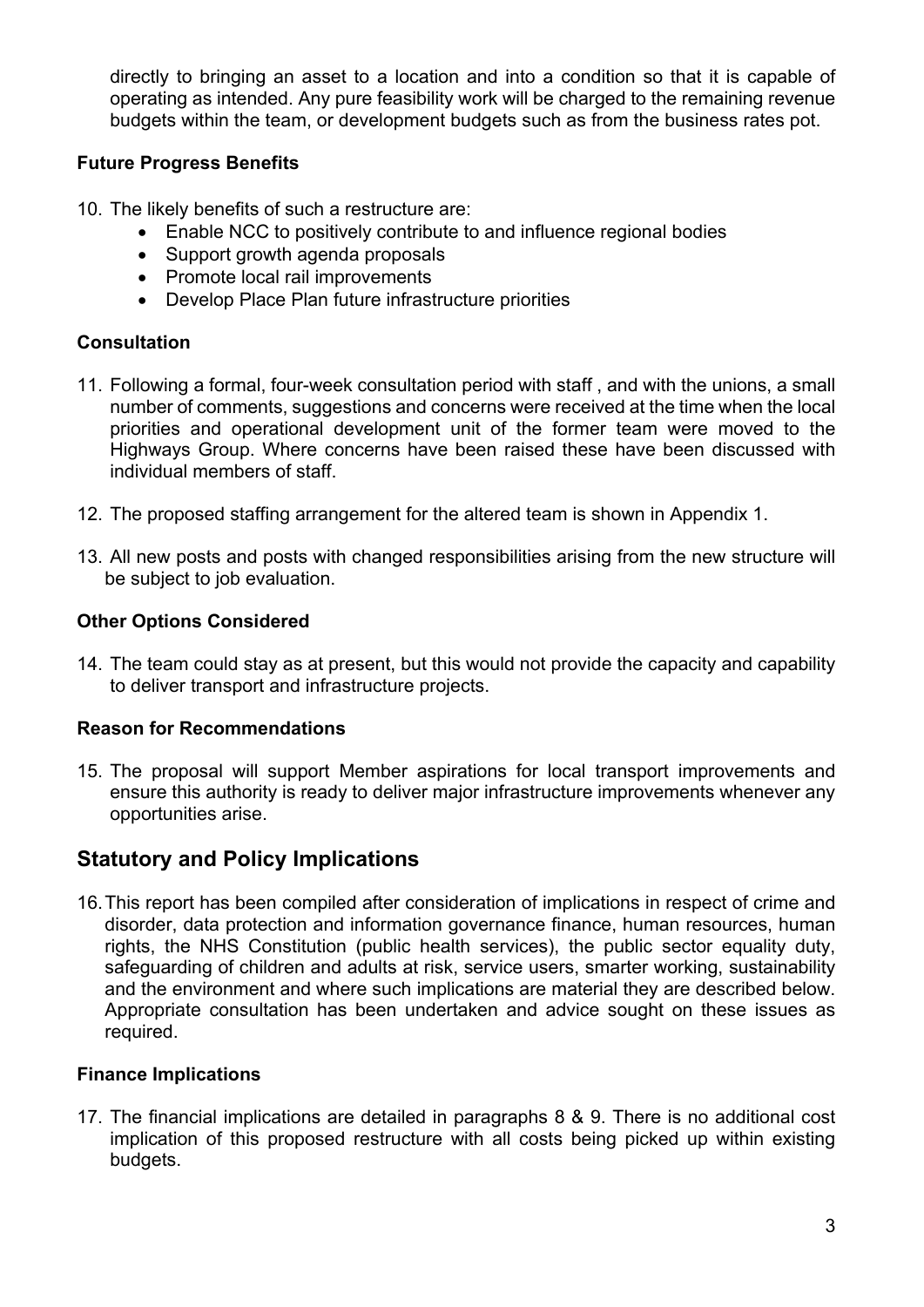directly to bringing an asset to a location and into a condition so that it is capable of operating as intended. Any pure feasibility work will be charged to the remaining revenue budgets within the team, or development budgets such as from the business rates pot.

### Future Progress Benefits

10. The likely benefits of such a restructure are:
    - Enable NCC to positively contribute to and influence regional bodies
    - Support growth agenda proposals
    - Promote local rail improvements
    - Develop Place Plan future infrastructure priorities

### Consultation

11. Following a formal, four-week consultation period with staff , and with the unions, a small number of comments, suggestions and concerns were received at the time when the local priorities and operational development unit of the former team were moved to the Highways Group. Where concerns have been raised these have been discussed with individual members of staff.

12. The proposed staffing arrangement for the altered team is shown in Appendix 1.

13. All new posts and posts with changed responsibilities arising from the new structure will be subject to job evaluation.

### Other Options Considered

14. The team could stay as at present, but this would not provide the capacity and capability to deliver transport and infrastructure projects.

### Reason for Recommendations

15. The proposal will support Member aspirations for local transport improvements and ensure this authority is ready to deliver major infrastructure improvements whenever any opportunities arise.

## Statutory and Policy Implications

16. This report has been compiled after consideration of implications in respect of crime and disorder, data protection and information governance finance, human resources, human rights, the NHS Constitution (public health services), the public sector equality duty, safeguarding of children and adults at risk, service users, smarter working, sustainability and the environment and where such implications are material they are described below. Appropriate consultation has been undertaken and advice sought on these issues as required.

### Finance Implications

17. The financial implications are detailed in paragraphs 8 & 9. There is no additional cost implication of this proposed restructure with all costs being picked up within existing budgets.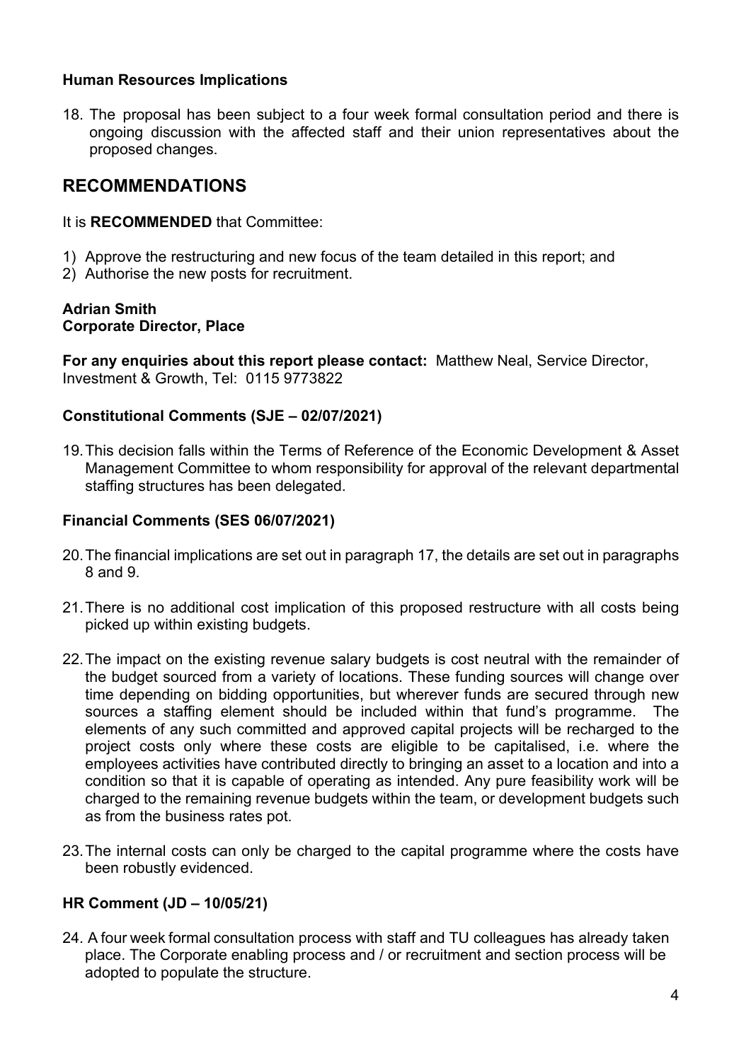### Human Resources Implications

18. The proposal has been subject to a four week formal consultation period and there is ongoing discussion with the affected staff and their union representatives about the proposed changes.

## RECOMMENDATIONS

It is **RECOMMENDED** that Committee:

1) Approve the restructuring and new focus of the team detailed in this report; and
2) Authorise the new posts for recruitment.

**Adrian Smith**
**Corporate Director, Place**

**For any enquiries about this report please contact:** Matthew Neal, Service Director, Investment & Growth, Tel: 0115 9773822

### Constitutional Comments (SJE – 02/07/2021)

19. This decision falls within the Terms of Reference of the Economic Development & Asset Management Committee to whom responsibility for approval of the relevant departmental staffing structures has been delegated.

### Financial Comments (SES 06/07/2021)

20. The financial implications are set out in paragraph 17, the details are set out in paragraphs 8 and 9.

21. There is no additional cost implication of this proposed restructure with all costs being picked up within existing budgets.

22. The impact on the existing revenue salary budgets is cost neutral with the remainder of the budget sourced from a variety of locations. These funding sources will change over time depending on bidding opportunities, but wherever funds are secured through new sources a staffing element should be included within that fund's programme. The elements of any such committed and approved capital projects will be recharged to the project costs only where these costs are eligible to be capitalised, i.e. where the employees activities have contributed directly to bringing an asset to a location and into a condition so that it is capable of operating as intended. Any pure feasibility work will be charged to the remaining revenue budgets within the team, or development budgets such as from the business rates pot.

23. The internal costs can only be charged to the capital programme where the costs have been robustly evidenced.

### HR Comment (JD – 10/05/21)

24. A four week formal consultation process with staff and TU colleagues has already taken place. The Corporate enabling process and / or recruitment and section process will be adopted to populate the structure.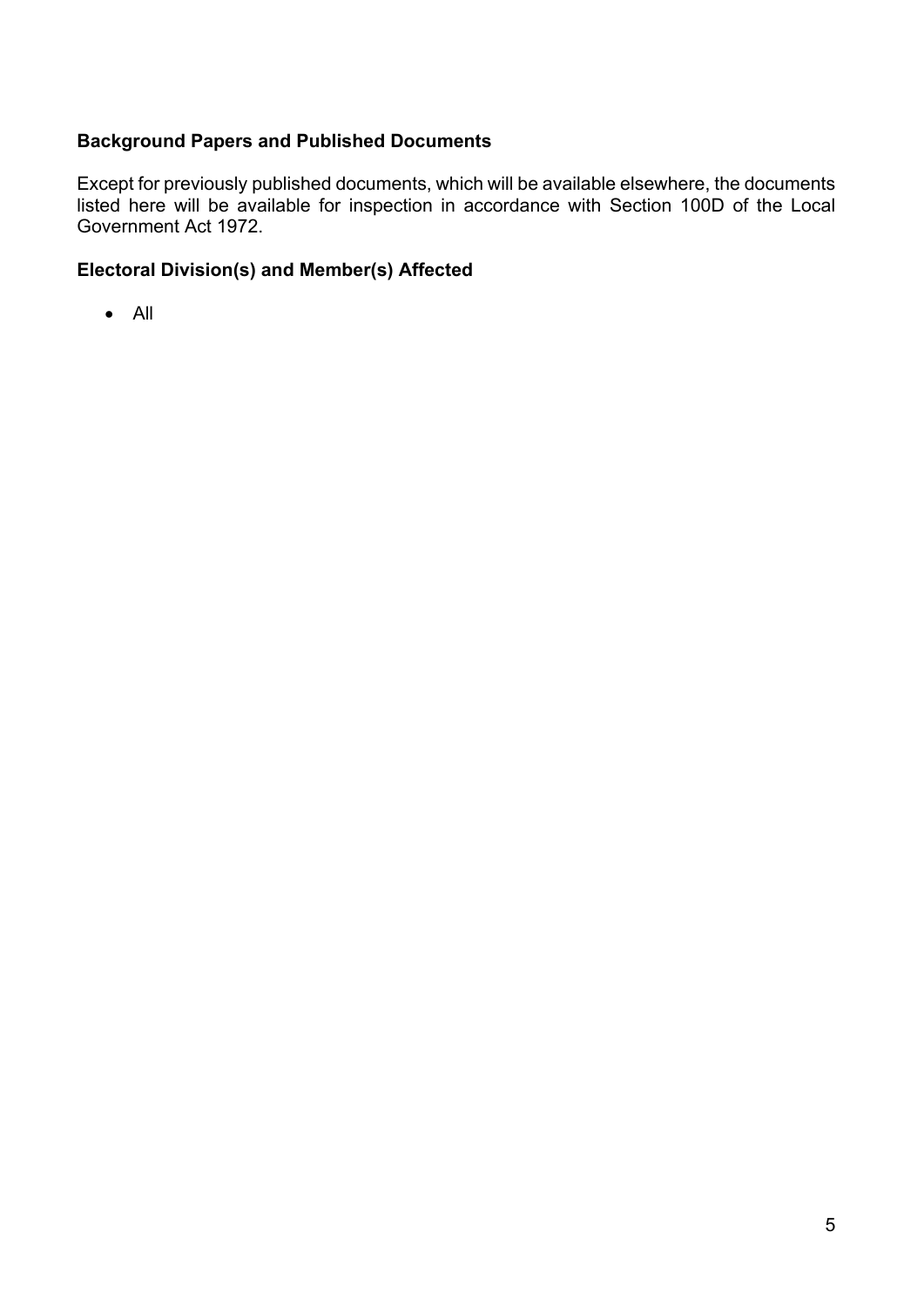### Background Papers and Published Documents

Except for previously published documents, which will be available elsewhere, the documents listed here will be available for inspection in accordance with Section 100D of the Local Government Act 1972.

### Electoral Division(s) and Member(s) Affected

- All